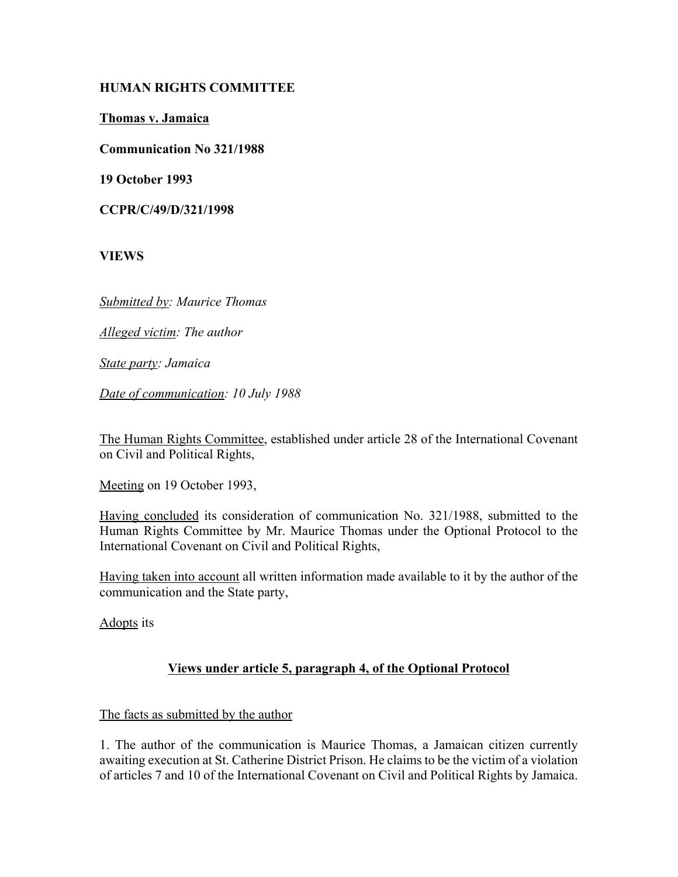**HUMAN RIGHTS COMMITTEE**

**Thomas v. Jamaica**

**Communication No 321/1988**

**19 October 1993**

**CCPR/C/49/D/321/1998**

**VIEWS**

*Submitted by: Maurice Thomas*

*Alleged victim: The author*

*State party: Jamaica*

*Date of communication: 10 July 1988*

The Human Rights Committee, established under article 28 of the International Covenant on Civil and Political Rights,

Meeting on 19 October 1993,

Having concluded its consideration of communication No. 321/1988, submitted to the Human Rights Committee by Mr. Maurice Thomas under the Optional Protocol to the International Covenant on Civil and Political Rights,

Having taken into account all written information made available to it by the author of the communication and the State party,

Adopts its

**Views under article 5, paragraph 4, of the Optional Protocol**

The facts as submitted by the author

1. The author of the communication is Maurice Thomas, a Jamaican citizen currently awaiting execution at St. Catherine District Prison. He claims to be the victim of a violation of articles 7 and 10 of the International Covenant on Civil and Political Rights by Jamaica.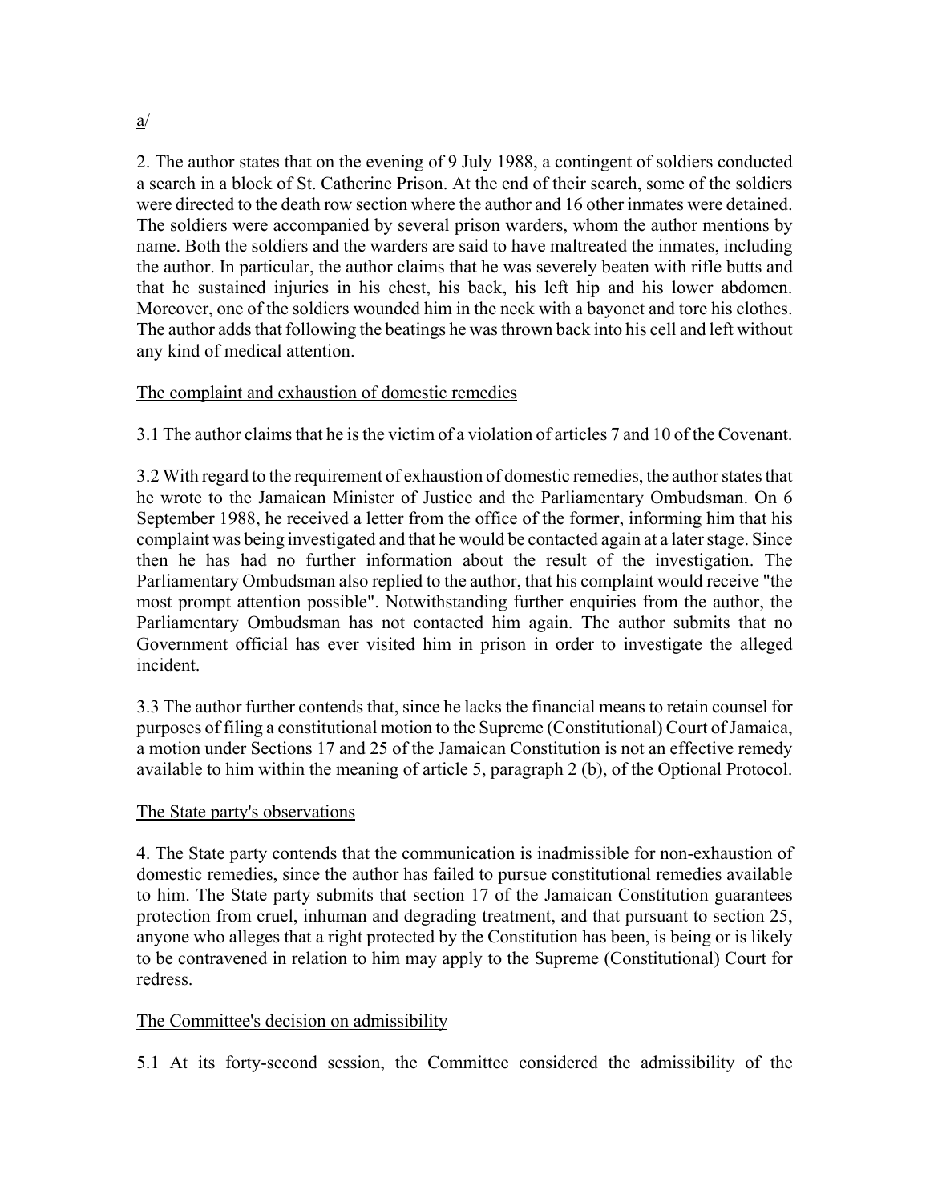a/

2. The author states that on the evening of 9 July 1988, a contingent of soldiers conducted a search in a block of St. Catherine Prison. At the end of their search, some of the soldiers were directed to the death row section where the author and 16 other inmates were detained. The soldiers were accompanied by several prison warders, whom the author mentions by name. Both the soldiers and the warders are said to have maltreated the inmates, including the author. In particular, the author claims that he was severely beaten with rifle butts and that he sustained injuries in his chest, his back, his left hip and his lower abdomen. Moreover, one of the soldiers wounded him in the neck with a bayonet and tore his clothes. The author adds that following the beatings he was thrown back into his cell and left without any kind of medical attention.

The complaint and exhaustion of domestic remedies

3.1 The author claims that he is the victim of a violation of articles 7 and 10 of the Covenant.

3.2 With regard to the requirement of exhaustion of domestic remedies, the author states that he wrote to the Jamaican Minister of Justice and the Parliamentary Ombudsman. On 6 September 1988, he received a letter from the office of the former, informing him that his complaint was being investigated and that he would be contacted again at a later stage. Since then he has had no further information about the result of the investigation. The Parliamentary Ombudsman also replied to the author, that his complaint would receive "the most prompt attention possible". Notwithstanding further enquiries from the author, the Parliamentary Ombudsman has not contacted him again. The author submits that no Government official has ever visited him in prison in order to investigate the alleged incident.

3.3 The author further contends that, since he lacks the financial means to retain counsel for purposes of filing a constitutional motion to the Supreme (Constitutional) Court of Jamaica, a motion under Sections 17 and 25 of the Jamaican Constitution is not an effective remedy available to him within the meaning of article 5, paragraph 2 (b), of the Optional Protocol.

The State party's observations

4. The State party contends that the communication is inadmissible for non-exhaustion of domestic remedies, since the author has failed to pursue constitutional remedies available to him. The State party submits that section 17 of the Jamaican Constitution guarantees protection from cruel, inhuman and degrading treatment, and that pursuant to section 25, anyone who alleges that a right protected by the Constitution has been, is being or is likely to be contravened in relation to him may apply to the Supreme (Constitutional) Court for redress.

The Committee's decision on admissibility

5.1 At its forty-second session, the Committee considered the admissibility of the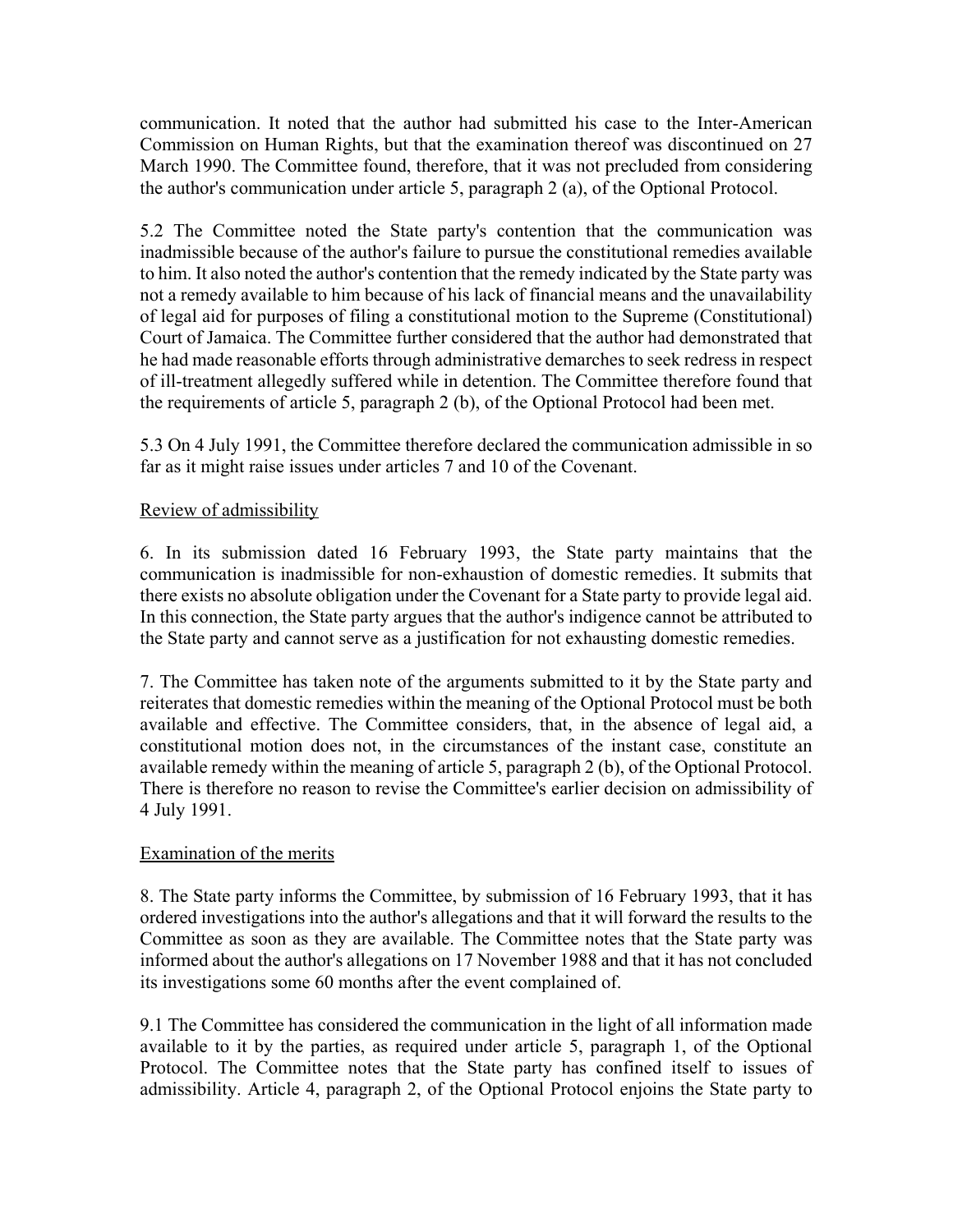communication. It noted that the author had submitted his case to the Inter-American Commission on Human Rights, but that the examination thereof was discontinued on 27 March 1990. The Committee found, therefore, that it was not precluded from considering the author's communication under article 5, paragraph 2 (a), of the Optional Protocol.

5.2 The Committee noted the State party's contention that the communication was inadmissible because of the author's failure to pursue the constitutional remedies available to him. It also noted the author's contention that the remedy indicated by the State party was not a remedy available to him because of his lack of financial means and the unavailability of legal aid for purposes of filing a constitutional motion to the Supreme (Constitutional) Court of Jamaica. The Committee further considered that the author had demonstrated that he had made reasonable efforts through administrative demarches to seek redress in respect of ill-treatment allegedly suffered while in detention. The Committee therefore found that the requirements of article 5, paragraph 2 (b), of the Optional Protocol had been met.

5.3 On 4 July 1991, the Committee therefore declared the communication admissible in so far as it might raise issues under articles 7 and 10 of the Covenant.

Review of admissibility

6. In its submission dated 16 February 1993, the State party maintains that the communication is inadmissible for non-exhaustion of domestic remedies. It submits that there exists no absolute obligation under the Covenant for a State party to provide legal aid. In this connection, the State party argues that the author's indigence cannot be attributed to the State party and cannot serve as a justification for not exhausting domestic remedies.

7. The Committee has taken note of the arguments submitted to it by the State party and reiterates that domestic remedies within the meaning of the Optional Protocol must be both available and effective. The Committee considers, that, in the absence of legal aid, a constitutional motion does not, in the circumstances of the instant case, constitute an available remedy within the meaning of article 5, paragraph 2 (b), of the Optional Protocol. There is therefore no reason to revise the Committee's earlier decision on admissibility of 4 July 1991.

Examination of the merits

8. The State party informs the Committee, by submission of 16 February 1993, that it has ordered investigations into the author's allegations and that it will forward the results to the Committee as soon as they are available. The Committee notes that the State party was informed about the author's allegations on 17 November 1988 and that it has not concluded its investigations some 60 months after the event complained of.

9.1 The Committee has considered the communication in the light of all information made available to it by the parties, as required under article 5, paragraph 1, of the Optional Protocol. The Committee notes that the State party has confined itself to issues of admissibility. Article 4, paragraph 2, of the Optional Protocol enjoins the State party to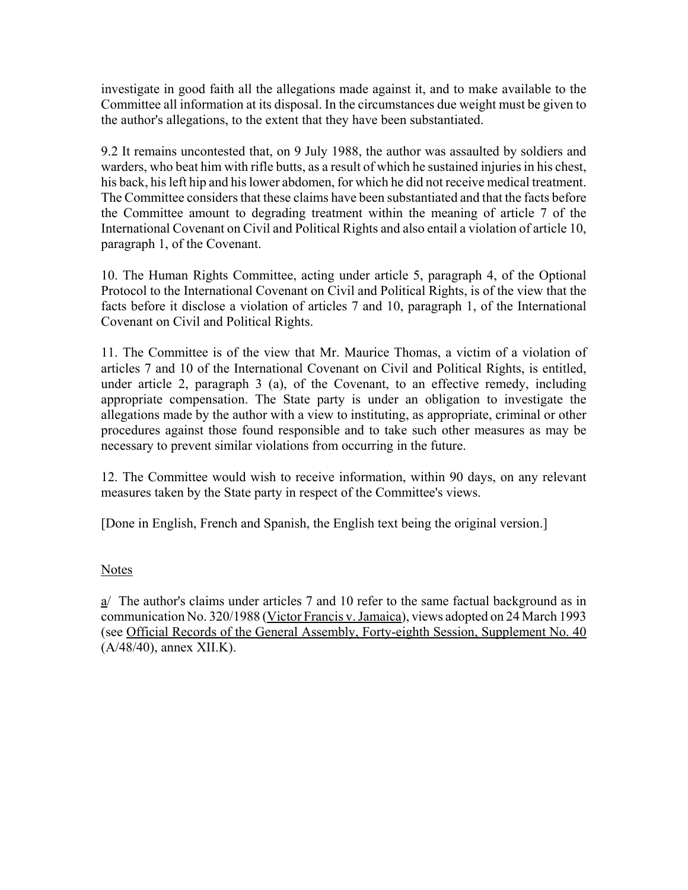investigate in good faith all the allegations made against it, and to make available to the Committee all information at its disposal. In the circumstances due weight must be given to the author's allegations, to the extent that they have been substantiated.

9.2 It remains uncontested that, on 9 July 1988, the author was assaulted by soldiers and warders, who beat him with rifle butts, as a result of which he sustained injuries in his chest, his back, his left hip and his lower abdomen, for which he did not receive medical treatment. The Committee considers that these claims have been substantiated and that the facts before the Committee amount to degrading treatment within the meaning of article 7 of the International Covenant on Civil and Political Rights and also entail a violation of article 10, paragraph 1, of the Covenant.

10. The Human Rights Committee, acting under article 5, paragraph 4, of the Optional Protocol to the International Covenant on Civil and Political Rights, is of the view that the facts before it disclose a violation of articles 7 and 10, paragraph 1, of the International Covenant on Civil and Political Rights.

11. The Committee is of the view that Mr. Maurice Thomas, a victim of a violation of articles 7 and 10 of the International Covenant on Civil and Political Rights, is entitled, under article 2, paragraph 3 (a), of the Covenant, to an effective remedy, including appropriate compensation. The State party is under an obligation to investigate the allegations made by the author with a view to instituting, as appropriate, criminal or other procedures against those found responsible and to take such other measures as may be necessary to prevent similar violations from occurring in the future.

12. The Committee would wish to receive information, within 90 days, on any relevant measures taken by the State party in respect of the Committee's views.

[Done in English, French and Spanish, the English text being the original version.]

Notes

a/ The author's claims under articles 7 and 10 refer to the same factual background as in communication No. 320/1988 (Victor Francis v. Jamaica), views adopted on 24 March 1993 (see Official Records of the General Assembly, Forty-eighth Session, Supplement No. 40 (A/48/40), annex XII.K).